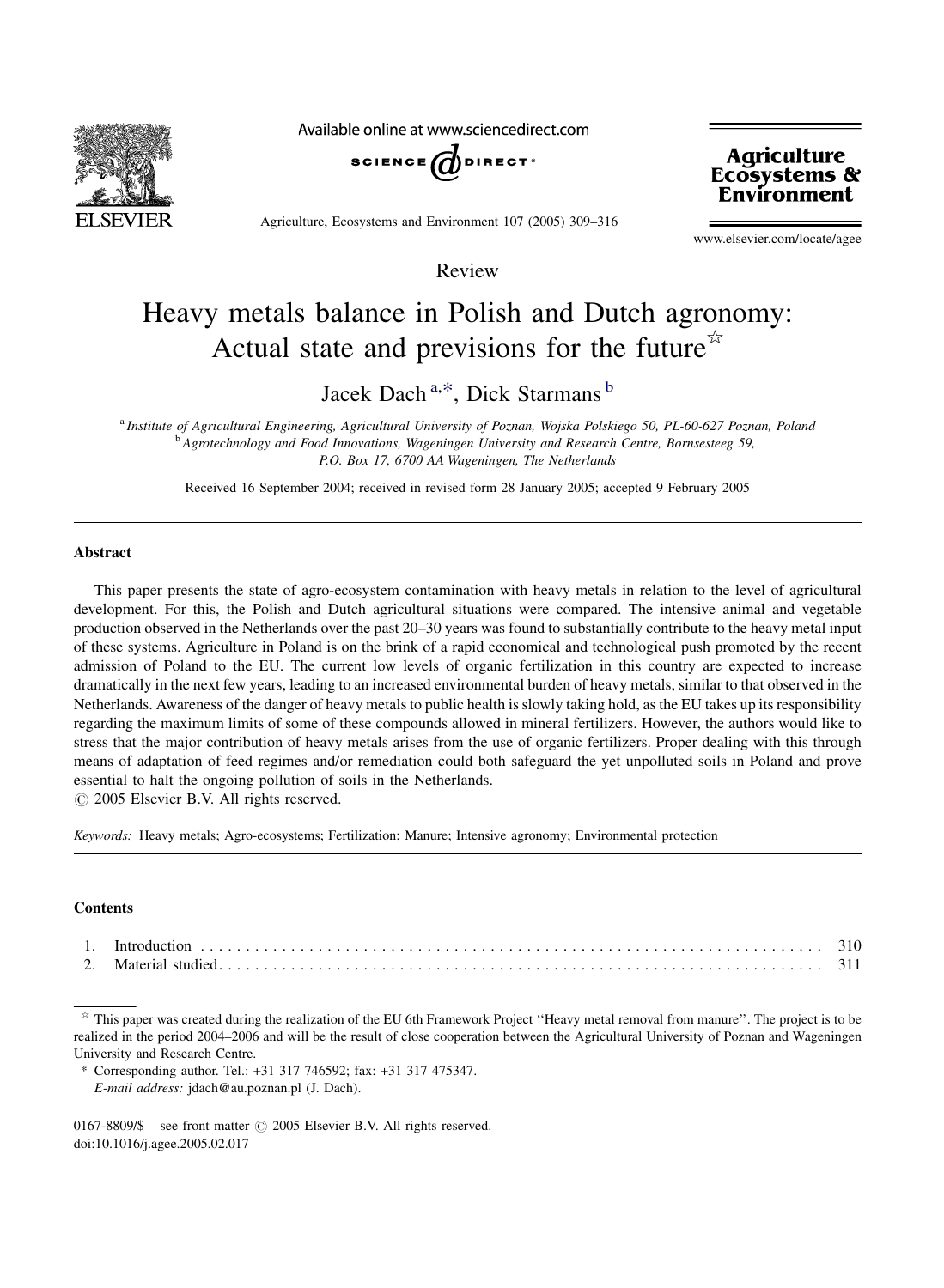Review

# Heavy metals balance in Polish and Dutch agronomy: Actual state and previsions for the future☆

Jacek Dach[a,*], Dick Starmans[b]

[a] *Institute of Agricultural Engineering, Agricultural University of Poznan, Wojska Polskiego 50, PL-60-627 Poznan, Poland*

[b] *Agrotechnology and Food Innovations, Wageningen University and Research Centre, Bornsesteeg 59, P.O. Box 17, 6700 AA Wageningen, The Netherlands*

Received 16 September 2004; received in revised form 28 January 2005; accepted 9 February 2005

## Abstract

This paper presents the state of agro-ecosystem contamination with heavy metals in relation to the level of agricultural development. For this, the Polish and Dutch agricultural situations were compared. The intensive animal and vegetable production observed in the Netherlands over the past 20–30 years was found to substantially contribute to the heavy metal input of these systems. Agriculture in Poland is on the brink of a rapid economical and technological push promoted by the recent admission of Poland to the EU. The current low levels of organic fertilization in this country are expected to increase dramatically in the next few years, leading to an increased environmental burden of heavy metals, similar to that observed in the Netherlands. Awareness of the danger of heavy metals to public health is slowly taking hold, as the EU takes up its responsibility regarding the maximum limits of some of these compounds allowed in mineral fertilizers. However, the authors would like to stress that the major contribution of heavy metals arises from the use of organic fertilizers. Proper dealing with this through means of adaptation of feed regimes and/or remediation could both safeguard the yet unpolluted soils in Poland and prove essential to halt the ongoing pollution of soils in the Netherlands.

© 2005 Elsevier B.V. All rights reserved.

*Keywords:* Heavy metals; Agro-ecosystems; Fertilization; Manure; Intensive agronomy; Environmental protection

## Contents

1. Introduction . . . . . . . . . . 310
2. Material studied . . . . . . . . . . 311

☆ This paper was created during the realization of the EU 6th Framework Project ''Heavy metal removal from manure''. The project is to be realized in the period 2004–2006 and will be the result of close cooperation between the Agricultural University of Poznan and Wageningen University and Research Centre.

\* Corresponding author. Tel.: +31 317 746592; fax: +31 317 475347.
*E-mail address:* jdach@au.poznan.pl (J. Dach).

0167-8809/$ – see front matter © 2005 Elsevier B.V. All rights reserved.
doi:10.1016/j.agee.2005.02.017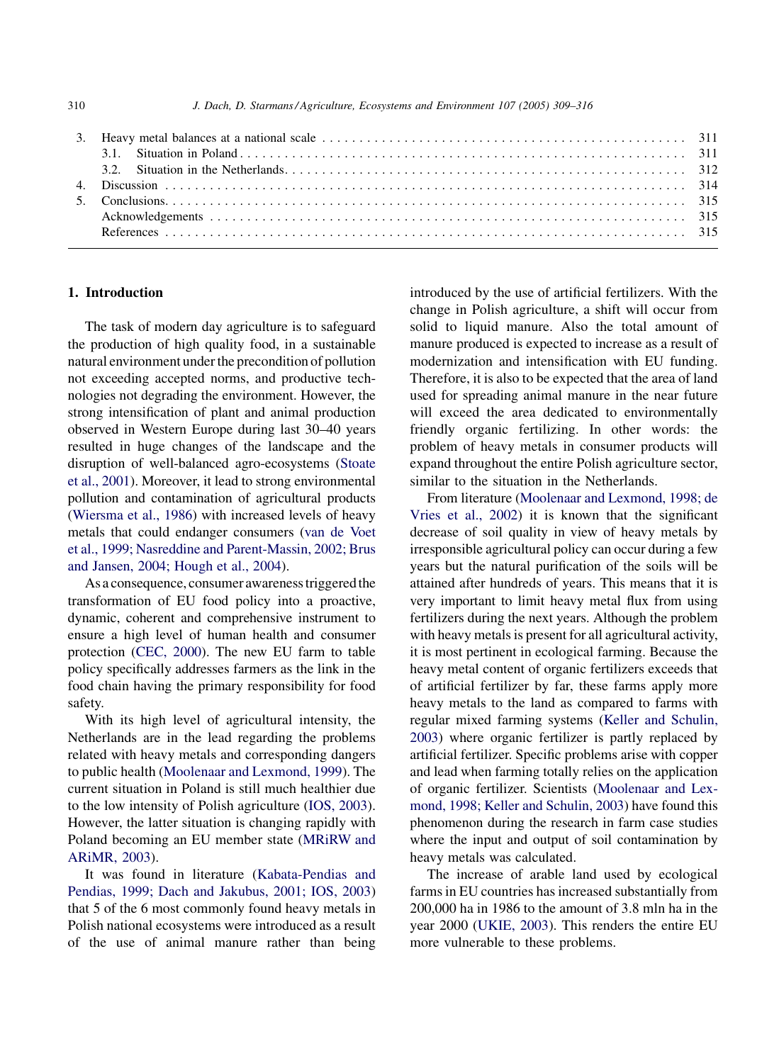| | | |
|---|---|---|
| 3. | Heavy metal balances at a national scale | 311 |
| | 3.1. Situation in Poland | 311 |
| | 3.2. Situation in the Netherlands | 312 |
| 4. | Discussion | 314 |
| 5. | Conclusions | 315 |
| | Acknowledgements | 315 |
| | References | 315 |

## 1. Introduction

The task of modern day agriculture is to safeguard the production of high quality food, in a sustainable natural environment under the precondition of pollution not exceeding accepted norms, and productive technologies not degrading the environment. However, the strong intensification of plant and animal production observed in Western Europe during last 30–40 years resulted in huge changes of the landscape and the disruption of well-balanced agro-ecosystems (Stoate et al., 2001). Moreover, it lead to strong environmental pollution and contamination of agricultural products (Wiersma et al., 1986) with increased levels of heavy metals that could endanger consumers (van de Voet et al., 1999; Nasreddine and Parent-Massin, 2002; Brus and Jansen, 2004; Hough et al., 2004).

As a consequence, consumer awareness triggered the transformation of EU food policy into a proactive, dynamic, coherent and comprehensive instrument to ensure a high level of human health and consumer protection (CEC, 2000). The new EU farm to table policy specifically addresses farmers as the link in the food chain having the primary responsibility for food safety.

With its high level of agricultural intensity, the Netherlands are in the lead regarding the problems related with heavy metals and corresponding dangers to public health (Moolenaar and Lexmond, 1999). The current situation in Poland is still much healthier due to the low intensity of Polish agriculture (IOS, 2003). However, the latter situation is changing rapidly with Poland becoming an EU member state (MRiRW and ARiMR, 2003).

It was found in literature (Kabata-Pendias and Pendias, 1999; Dach and Jakubus, 2001; IOS, 2003) that 5 of the 6 most commonly found heavy metals in Polish national ecosystems were introduced as a result of the use of animal manure rather than being introduced by the use of artificial fertilizers. With the change in Polish agriculture, a shift will occur from solid to liquid manure. Also the total amount of manure produced is expected to increase as a result of modernization and intensification with EU funding. Therefore, it is also to be expected that the area of land used for spreading animal manure in the near future will exceed the area dedicated to environmentally friendly organic fertilizing. In other words: the problem of heavy metals in consumer products will expand throughout the entire Polish agriculture sector, similar to the situation in the Netherlands.

From literature (Moolenaar and Lexmond, 1998; de Vries et al., 2002) it is known that the significant decrease of soil quality in view of heavy metals by irresponsible agricultural policy can occur during a few years but the natural purification of the soils will be attained after hundreds of years. This means that it is very important to limit heavy metal flux from using fertilizers during the next years. Although the problem with heavy metals is present for all agricultural activity, it is most pertinent in ecological farming. Because the heavy metal content of organic fertilizers exceeds that of artificial fertilizer by far, these farms apply more heavy metals to the land as compared to farms with regular mixed farming systems (Keller and Schulin, 2003) where organic fertilizer is partly replaced by artificial fertilizer. Specific problems arise with copper and lead when farming totally relies on the application of organic fertilizer. Scientists (Moolenaar and Lexmond, 1998; Keller and Schulin, 2003) have found this phenomenon during the research in farm case studies where the input and output of soil contamination by heavy metals was calculated.

The increase of arable land used by ecological farms in EU countries has increased substantially from 200,000 ha in 1986 to the amount of 3.8 mln ha in the year 2000 (UKIE, 2003). This renders the entire EU more vulnerable to these problems.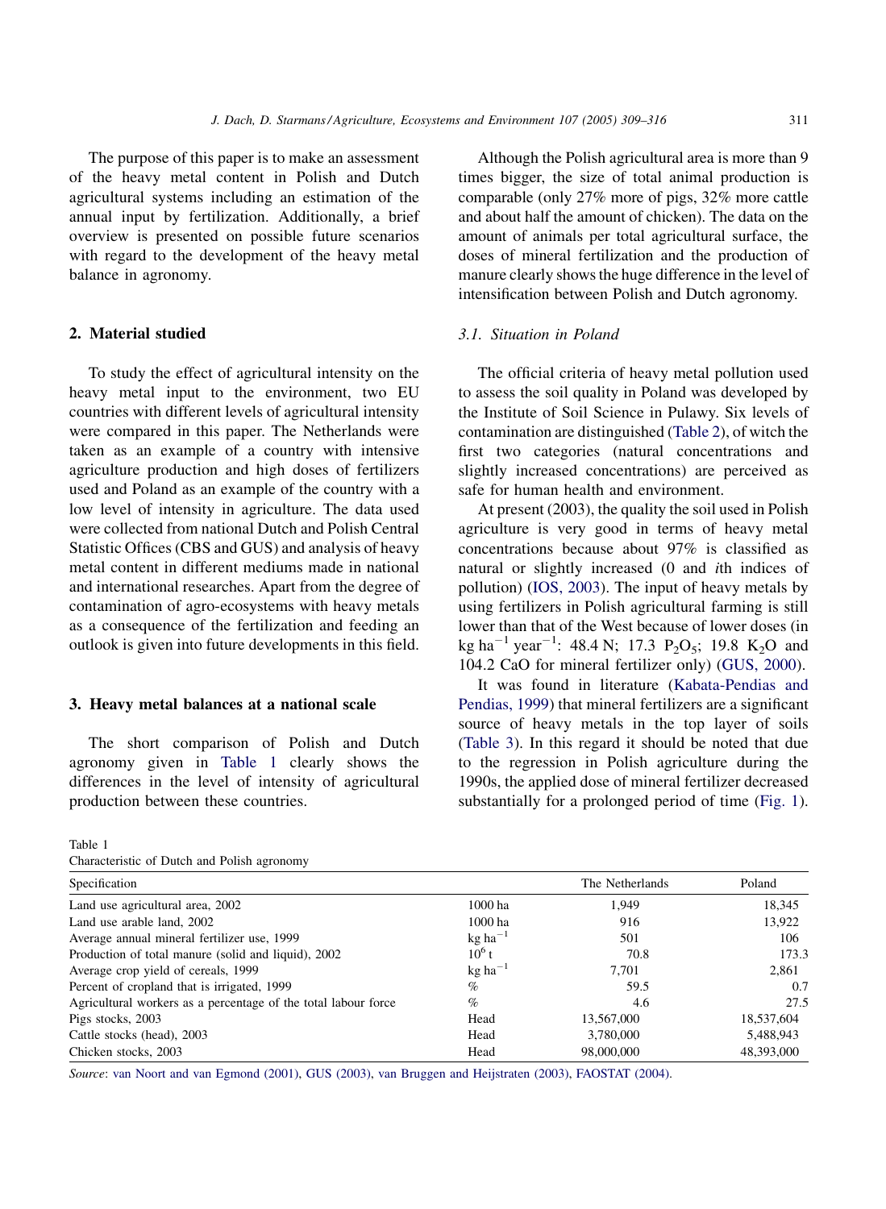The purpose of this paper is to make an assessment of the heavy metal content in Polish and Dutch agricultural systems including an estimation of the annual input by fertilization. Additionally, a brief overview is presented on possible future scenarios with regard to the development of the heavy metal balance in agronomy.

## 2. Material studied

To study the effect of agricultural intensity on the heavy metal input to the environment, two EU countries with different levels of agricultural intensity were compared in this paper. The Netherlands were taken as an example of a country with intensive agriculture production and high doses of fertilizers used and Poland as an example of the country with a low level of intensity in agriculture. The data used were collected from national Dutch and Polish Central Statistic Offices (CBS and GUS) and analysis of heavy metal content in different mediums made in national and international researches. Apart from the degree of contamination of agro-ecosystems with heavy metals as a consequence of the fertilization and feeding an outlook is given into future developments in this field.

## 3. Heavy metal balances at a national scale

The short comparison of Polish and Dutch agronomy given in Table 1 clearly shows the differences in the level of intensity of agricultural production between these countries.

Although the Polish agricultural area is more than 9 times bigger, the size of total animal production is comparable (only 27% more of pigs, 32% more cattle and about half the amount of chicken). The data on the amount of animals per total agricultural surface, the doses of mineral fertilization and the production of manure clearly shows the huge difference in the level of intensification between Polish and Dutch agronomy.

### 3.1. Situation in Poland

The official criteria of heavy metal pollution used to assess the soil quality in Poland was developed by the Institute of Soil Science in Pulawy. Six levels of contamination are distinguished (Table 2), of witch the first two categories (natural concentrations and slightly increased concentrations) are perceived as safe for human health and environment.

At present (2003), the quality the soil used in Polish agriculture is very good in terms of heavy metal concentrations because about 97% is classified as natural or slightly increased (0 and *i*th indices of pollution) (IOS, 2003). The input of heavy metals by using fertilizers in Polish agricultural farming is still lower than that of the West because of lower doses (in kg $ha^{-1}$ $year^{-1}$: 48.4 N; 17.3 $P_2O_5$; 19.8 $K_2O$ and 104.2 CaO for mineral fertilizer only) (GUS, 2000).

It was found in literature (Kabata-Pendias and Pendias, 1999) that mineral fertilizers are a significant source of heavy metals in the top layer of soils (Table 3). In this regard it should be noted that due to the regression in Polish agriculture during the 1990s, the applied dose of mineral fertilizer decreased substantially for a prolonged period of time (Fig. 1).

Table 1
Characteristic of Dutch and Polish agronomy

| Specification | | The Netherlands | Poland |
|---|---|---|---|
| Land use agricultural area, 2002 | 1000 ha | 1,949 | 18,345 |
| Land use arable land, 2002 | 1000 ha | 916 | 13,922 |
| Average annual mineral fertilizer use, 1999 | kg $ha^{-1}$ | 501 | 106 |
| Production of total manure (solid and liquid), 2002 | $10^6$ t | 70.8 | 173.3 |
| Average crop yield of cereals, 1999 | kg $ha^{-1}$ | 7,701 | 2,861 |
| Percent of cropland that is irrigated, 1999 | % | 59.5 | 0.7 |
| Agricultural workers as a percentage of the total labour force | % | 4.6 | 27.5 |
| Pigs stocks, 2003 | Head | 13,567,000 | 18,537,604 |
| Cattle stocks (head), 2003 | Head | 3,780,000 | 5,488,943 |
| Chicken stocks, 2003 | Head | 98,000,000 | 48,393,000 |

*Source*: van Noort and van Egmond (2001), GUS (2003), van Bruggen and Heijstraten (2003), FAOSTAT (2004).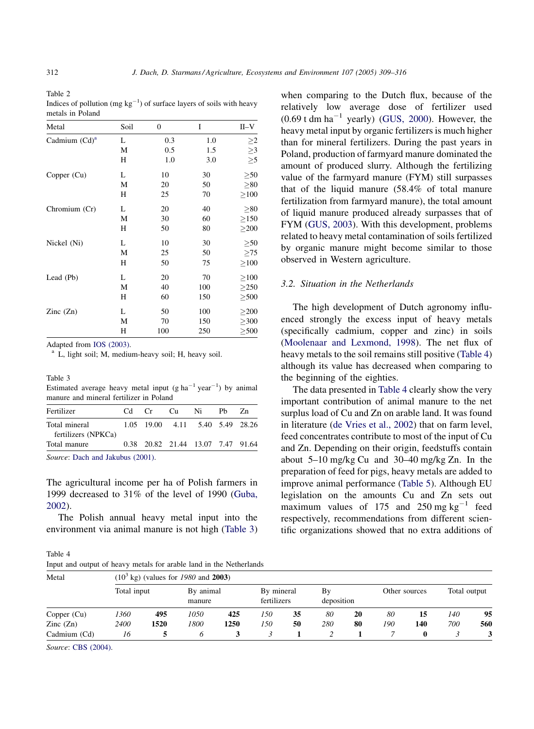Table 2
Indices of pollution (mg $kg^{-1}$) of surface layers of soils with heavy metals in Poland

| Metal | Soil | 0 | I | II–V |
|---|---|---|---|---|
| Cadmium (Cd)[a] | L | 0.3 | 1.0 | ≥2 |
| | M | 0.5 | 1.5 | ≥3 |
| | H | 1.0 | 3.0 | ≥5 |
| Copper (Cu) | L | 10 | 30 | ≥50 |
| | M | 20 | 50 | ≥80 |
| | H | 25 | 70 | ≥100 |
| Chromium (Cr) | L | 20 | 40 | ≥80 |
| | M | 30 | 60 | ≥150 |
| | H | 50 | 80 | ≥200 |
| Nickel (Ni) | L | 10 | 30 | ≥50 |
| | M | 25 | 50 | ≥75 |
| | H | 50 | 75 | ≥100 |
| Lead (Pb) | L | 20 | 70 | ≥100 |
| | M | 40 | 100 | ≥250 |
| | H | 60 | 150 | ≥500 |
| Zinc (Zn) | L | 50 | 100 | ≥200 |
| | M | 70 | 150 | ≥300 |
| | H | 100 | 250 | ≥500 |

Adapted from IOS (2003).
[a] L, light soil; M, medium-heavy soil; H, heavy soil.

Table 3
Estimated average heavy metal input (g $ha^{-1}$ $year^{-1}$) by animal manure and mineral fertilizer in Poland

| Fertilizer | Cd | Cr | Cu | Ni | Pb | Zn |
|---|---|---|---|---|---|---|
| Total mineral fertilizers (NPKCa) | 1.05 | 19.00 | 4.11 | 5.40 | 5.49 | 28.26 |
| Total manure | 0.38 | 20.82 | 21.44 | 13.07 | 7.47 | 91.64 |

*Source*: Dach and Jakubus (2001).

The agricultural income per ha of Polish farmers in 1999 decreased to 31% of the level of 1990 (Guba, 2002).

The Polish annual heavy metal input into the environment via animal manure is not high (Table 3) when comparing to the Dutch flux, because of the relatively low average dose of fertilizer used (0.69 t dm $ha^{-1}$ yearly) (GUS, 2000). However, the heavy metal input by organic fertilizers is much higher than for mineral fertilizers. During the past years in Poland, production of farmyard manure dominated the amount of produced slurry. Although the fertilizing value of the farmyard manure (FYM) still surpasses that of the liquid manure (58.4% of total manure fertilization from farmyard manure), the total amount of liquid manure produced already surpasses that of FYM (GUS, 2003). With this development, problems related to heavy metal contamination of soils fertilized by organic manure might become similar to those observed in Western agriculture.

### 3.2. Situation in the Netherlands

The high development of Dutch agronomy influenced strongly the excess input of heavy metals (specifically cadmium, copper and zinc) in soils (Moolenaar and Lexmond, 1998). The net flux of heavy metals to the soil remains still positive (Table 4) although its value has decreased when comparing to the beginning of the eighties.

The data presented in Table 4 clearly show the very important contribution of animal manure to the net surplus load of Cu and Zn on arable land. It was found in literature (de Vries et al., 2002) that on farm level, feed concentrates contribute to most of the input of Cu and Zn. Depending on their origin, feedstuffs contain about 5–10 mg/kg Cu and 30–40 mg/kg Zn. In the preparation of feed for pigs, heavy metals are added to improve animal performance (Table 5). Although EU legislation on the amounts Cu and Zn sets out maximum values of 175 and 250 mg $kg^{-1}$ feed respectively, recommendations from different scientific organizations showed that no extra additions of

Table 4
Input and output of heavy metals for arable land in the Netherlands

| Metal | ($10^3$ kg) (values for *1980* and **2003**) | | | | | | | | | | | |
|---|---|---|---|---|---|---|---|---|---|---|---|---|
| | Total input | | By animal manure | | By mineral fertilizers | | By deposition | | Other sources | | Total output | |
| Copper (Cu) | *1360* | **495** | *1050* | **425** | *150* | **35** | *80* | **20** | *80* | **15** | *140* | **95** |
| Zinc (Zn) | *2400* | **1520** | *1800* | **1250** | *150* | **50** | *280* | **80** | *190* | **140** | *700* | **560** |
| Cadmium (Cd) | *16* | **5** | *6* | **3** | *3* | **1** | *2* | **1** | *7* | **0** | *3* | **3** |

*Source*: CBS (2004).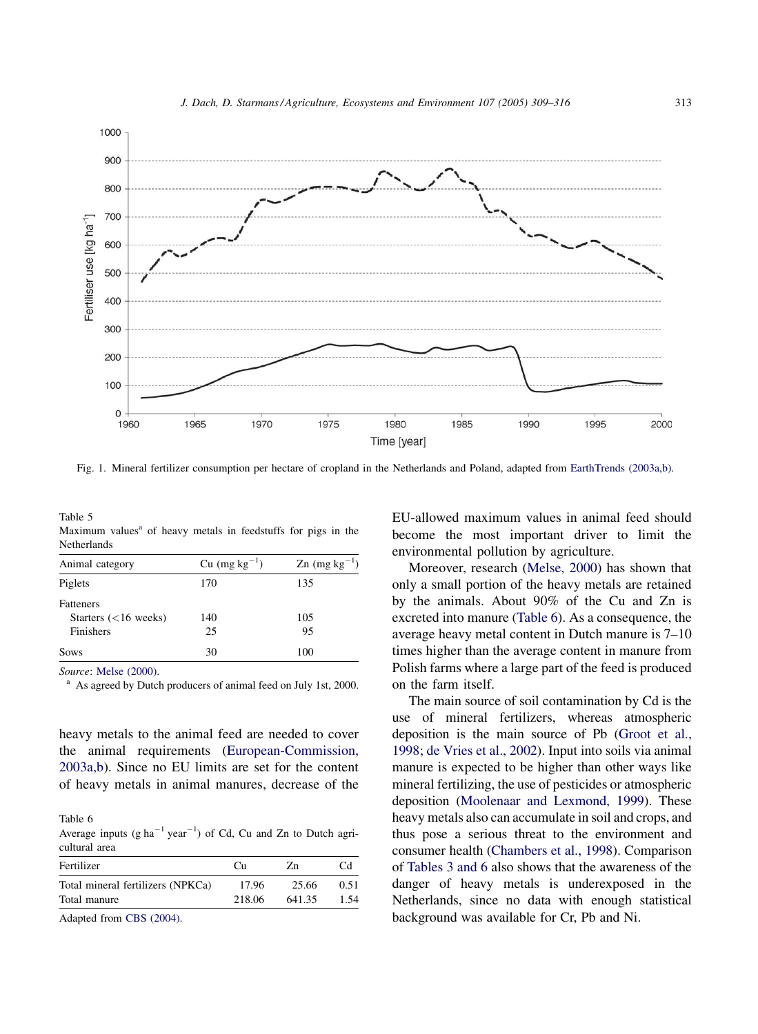Fig. 1. Mineral fertilizer consumption per hectare of cropland in the Netherlands and Poland, adapted from EarthTrends (2003a,b).

Table 5
Maximum values[a] of heavy metals in feedstuffs for pigs in the Netherlands

| Animal category | Cu (mg $kg^{-1}$) | Zn (mg $kg^{-1}$) |
|---|---|---|
| Piglets | 170 | 135 |
| Fatteners | | |
| Starters (<16 weeks) | 140 | 105 |
| Finishers | 25 | 95 |
| Sows | 30 | 100 |

*Source*: Melse (2000).
[a] As agreed by Dutch producers of animal feed on July 1st, 2000.

heavy metals to the animal feed are needed to cover the animal requirements (European-Commission, 2003a,b). Since no EU limits are set for the content of heavy metals in animal manures, decrease of the EU-allowed maximum values in animal feed should become the most important driver to limit the environmental pollution by agriculture.

Table 6
Average inputs (g $ha^{-1}$ $year^{-1}$) of Cd, Cu and Zn to Dutch agricultural area

| Fertilizer | Cu | Zn | Cd |
|---|---|---|---|
| Total mineral fertilizers (NPKCa) | 17.96 | 25.66 | 0.51 |
| Total manure | 218.06 | 641.35 | 1.54 |

Adapted from CBS (2004).

Moreover, research (Melse, 2000) has shown that only a small portion of the heavy metals are retained by the animals. About 90% of the Cu and Zn is excreted into manure (Table 6). As a consequence, the average heavy metal content in Dutch manure is 7–10 times higher than the average content in manure from Polish farms where a large part of the feed is produced on the farm itself.

The main source of soil contamination by Cd is the use of mineral fertilizers, whereas atmospheric deposition is the main source of Pb (Groot et al., 1998; de Vries et al., 2002). Input into soils via animal manure is expected to be higher than other ways like mineral fertilizing, the use of pesticides or atmospheric deposition (Moolenaar and Lexmond, 1999). These heavy metals also can accumulate in soil and crops, and thus pose a serious threat to the environment and consumer health (Chambers et al., 1998). Comparison of Tables 3 and 6 also shows that the awareness of the danger of heavy metals is underexposed in the Netherlands, since no data with enough statistical background was available for Cr, Pb and Ni.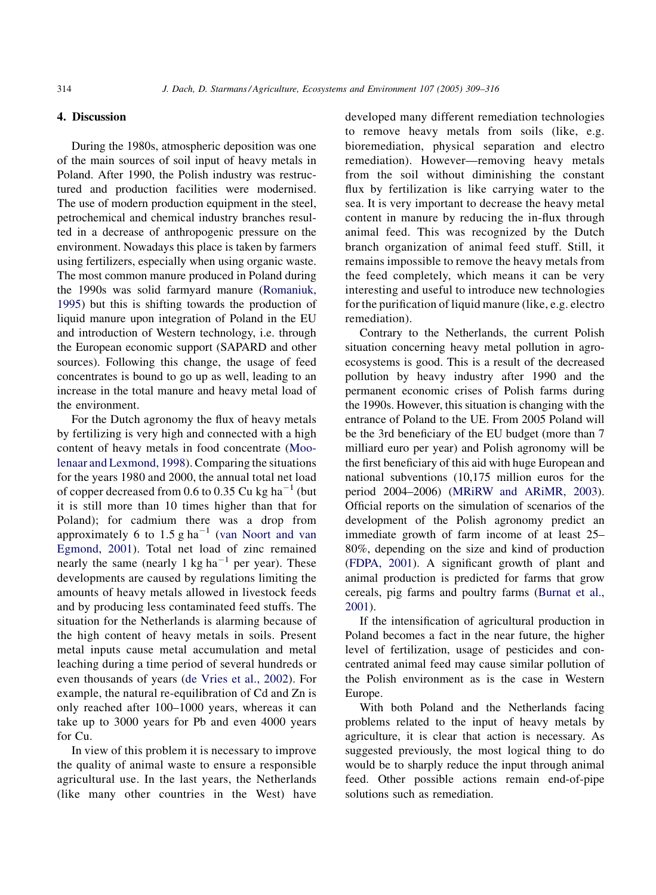## 4. Discussion

During the 1980s, atmospheric deposition was one of the main sources of soil input of heavy metals in Poland. After 1990, the Polish industry was restructured and production facilities were modernised. The use of modern production equipment in the steel, petrochemical and chemical industry branches resulted in a decrease of anthropogenic pressure on the environment. Nowadays this place is taken by farmers using fertilizers, especially when using organic waste. The most common manure produced in Poland during the 1990s was solid farmyard manure (Romaniuk, 1995) but this is shifting towards the production of liquid manure upon integration of Poland in the EU and introduction of Western technology, i.e. through the European economic support (SAPARD and other sources). Following this change, the usage of feed concentrates is bound to go up as well, leading to an increase in the total manure and heavy metal load of the environment.

For the Dutch agronomy the flux of heavy metals by fertilizing is very high and connected with a high content of heavy metals in food concentrate (Moolenaar and Lexmond, 1998). Comparing the situations for the years 1980 and 2000, the annual total net load of copper decreased from 0.6 to 0.35 Cu kg $ha^{-1}$ (but it is still more than 10 times higher than that for Poland); for cadmium there was a drop from approximately 6 to 1.5 g $ha^{-1}$ (van Noort and van Egmond, 2001). Total net load of zinc remained nearly the same (nearly 1 kg $ha^{-1}$ per year). These developments are caused by regulations limiting the amounts of heavy metals allowed in livestock feeds and by producing less contaminated feed stuffs. The situation for the Netherlands is alarming because of the high content of heavy metals in soils. Present metal inputs cause metal accumulation and metal leaching during a time period of several hundreds or even thousands of years (de Vries et al., 2002). For example, the natural re-equilibration of Cd and Zn is only reached after 100–1000 years, whereas it can take up to 3000 years for Pb and even 4000 years for Cu.

In view of this problem it is necessary to improve the quality of animal waste to ensure a responsible agricultural use. In the last years, the Netherlands (like many other countries in the West) have developed many different remediation technologies to remove heavy metals from soils (like, e.g. bioremediation, physical separation and electro remediation). However—removing heavy metals from the soil without diminishing the constant flux by fertilization is like carrying water to the sea. It is very important to decrease the heavy metal content in manure by reducing the in-flux through animal feed. This was recognized by the Dutch branch organization of animal feed stuff. Still, it remains impossible to remove the heavy metals from the feed completely, which means it can be very interesting and useful to introduce new technologies for the purification of liquid manure (like, e.g. electro remediation).

Contrary to the Netherlands, the current Polish situation concerning heavy metal pollution in agro-ecosystems is good. This is a result of the decreased pollution by heavy industry after 1990 and the permanent economic crises of Polish farms during the 1990s. However, this situation is changing with the entrance of Poland to the UE. From 2005 Poland will be the 3rd beneficiary of the EU budget (more than 7 milliard euro per year) and Polish agronomy will be the first beneficiary of this aid with huge European and national subventions (10,175 million euros for the period 2004–2006) (MRiRW and ARiMR, 2003). Official reports on the simulation of scenarios of the development of the Polish agronomy predict an immediate growth of farm income of at least 25–80%, depending on the size and kind of production (FDPA, 2001). A significant growth of plant and animal production is predicted for farms that grow cereals, pig farms and poultry farms (Burnat et al., 2001).

If the intensification of agricultural production in Poland becomes a fact in the near future, the higher level of fertilization, usage of pesticides and concentrated animal feed may cause similar pollution of the Polish environment as is the case in Western Europe.

With both Poland and the Netherlands facing problems related to the input of heavy metals by agriculture, it is clear that action is necessary. As suggested previously, the most logical thing to do would be to sharply reduce the input through animal feed. Other possible actions remain end-of-pipe solutions such as remediation.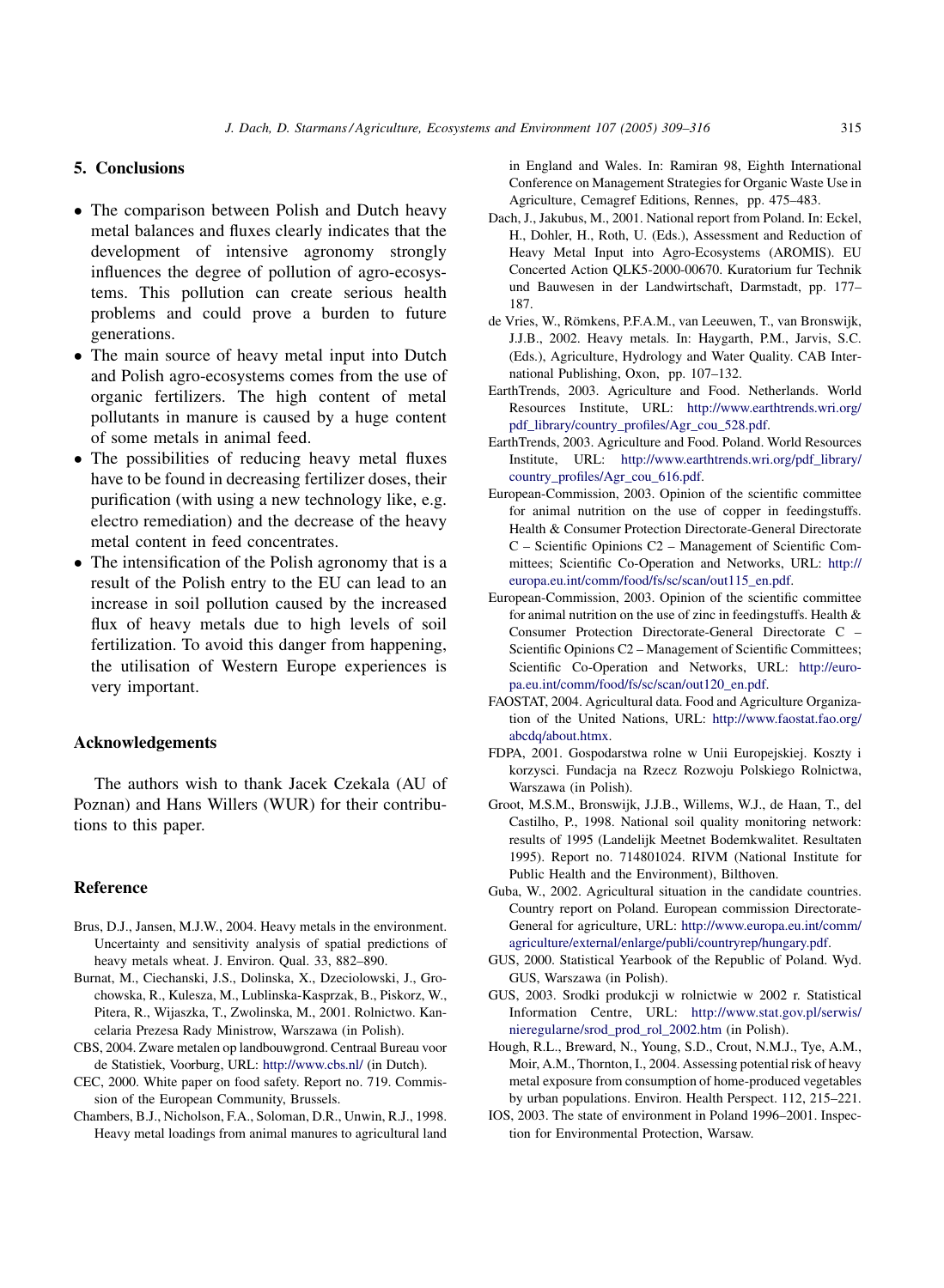## 5. Conclusions

- The comparison between Polish and Dutch heavy metal balances and fluxes clearly indicates that the development of intensive agronomy strongly influences the degree of pollution of agro-ecosystems. This pollution can create serious health problems and could prove a burden to future generations.
- The main source of heavy metal input into Dutch and Polish agro-ecosystems comes from the use of organic fertilizers. The high content of metal pollutants in manure is caused by a huge content of some metals in animal feed.
- The possibilities of reducing heavy metal fluxes have to be found in decreasing fertilizer doses, their purification (with using a new technology like, e.g. electro remediation) and the decrease of the heavy metal content in feed concentrates.
- The intensification of the Polish agronomy that is a result of the Polish entry to the EU can lead to an increase in soil pollution caused by the increased flux of heavy metals due to high levels of soil fertilization. To avoid this danger from happening, the utilisation of Western Europe experiences is very important.

## Acknowledgements

The authors wish to thank Jacek Czekala (AU of Poznan) and Hans Willers (WUR) for their contributions to this paper.

## Reference

Brus, D.J., Jansen, M.J.W., 2004. Heavy metals in the environment. Uncertainty and sensitivity analysis of spatial predictions of heavy metals wheat. J. Environ. Qual. 33, 882–890.

Burnat, M., Ciechanski, J.S., Dolinska, X., Dzeciolowski, J., Grochowska, R., Kulesza, M., Lublinska-Kasprzak, B., Piskorz, W., Pitera, R., Wijaszka, T., Zwolinska, M., 2001. Rolnictwo. Kancelaria Prezesa Rady Ministrow, Warszawa (in Polish).

CBS, 2004. Zware metalen op landbouwgrond. Centraal Bureau voor de Statistiek, Voorburg, URL: http://www.cbs.nl/ (in Dutch).

CEC, 2000. White paper on food safety. Report no. 719. Commission of the European Community, Brussels.

Chambers, B.J., Nicholson, F.A., Soloman, D.R., Unwin, R.J., 1998. Heavy metal loadings from animal manures to agricultural land in England and Wales. In: Ramiran 98, Eighth International Conference on Management Strategies for Organic Waste Use in Agriculture, Cemagref Editions, Rennes, pp. 475–483.

Dach, J., Jakubus, M., 2001. National report from Poland. In: Eckel, H., Dohler, H., Roth, U. (Eds.), Assessment and Reduction of Heavy Metal Input into Agro-Ecosystems (AROMIS). EU Concerted Action QLK5-2000-00670. Kuratorium fur Technik und Bauwesen in der Landwirtschaft, Darmstadt, pp. 177–187.

de Vries, W., Römkens, P.F.A.M., van Leeuwen, T., van Bronswijk, J.J.B., 2002. Heavy metals. In: Haygarth, P.M., Jarvis, S.C. (Eds.), Agriculture, Hydrology and Water Quality. CAB International Publishing, Oxon, pp. 107–132.

EarthTrends, 2003. Agriculture and Food. Netherlands. World Resources Institute, URL: http://www.earthtrends.wri.org/pdf_library/country_profiles/Agr_cou_528.pdf.

EarthTrends, 2003. Agriculture and Food. Poland. World Resources Institute, URL: http://www.earthtrends.wri.org/pdf_library/country_profiles/Agr_cou_616.pdf.

European-Commission, 2003. Opinion of the scientific committee for animal nutrition on the use of copper in feedingstuffs. Health & Consumer Protection Directorate-General Directorate C – Scientific Opinions C2 – Management of Scientific Committees; Scientific Co-Operation and Networks, URL: http://europa.eu.int/comm/food/fs/sc/scan/out115_en.pdf.

European-Commission, 2003. Opinion of the scientific committee for animal nutrition on the use of zinc in feedingstuffs. Health & Consumer Protection Directorate-General Directorate C – Scientific Opinions C2 – Management of Scientific Committees; Scientific Co-Operation and Networks, URL: http://europa.eu.int/comm/food/fs/sc/scan/out120_en.pdf.

FAOSTAT, 2004. Agricultural data. Food and Agriculture Organization of the United Nations, URL: http://www.faostat.fao.org/abcdq/about.htmx.

FDPA, 2001. Gospodarstwa rolne w Unii Europejskiej. Koszty i korzysci. Fundacja na Rzecz Rozwoju Polskiego Rolnictwa, Warszawa (in Polish).

Groot, M.S.M., Bronswijk, J.J.B., Willems, W.J., de Haan, T., del Castilho, P., 1998. National soil quality monitoring network: results of 1995 (Landelijk Meetnet Bodemkwaliteit. Resultaten 1995). Report no. 714801024. RIVM (National Institute for Public Health and the Environment), Bilthoven.

Guba, W., 2002. Agricultural situation in the candidate countries. Country report on Poland. European commission Directorate-General for agriculture, URL: http://www.europa.eu.int/comm/agriculture/external/enlarge/publi/countryrep/hungary.pdf.

GUS, 2000. Statistical Yearbook of the Republic of Poland. Wyd. GUS, Warszawa (in Polish).

GUS, 2003. Srodki produkcji w rolnictwie w 2002 r. Statistical Information Centre, URL: http://www.stat.gov.pl/serwis/nieregularne/srod_prod_rol_2002.htm (in Polish).

Hough, R.L., Breward, N., Young, S.D., Crout, N.M.J., Tye, A.M., Moir, A.M., Thornton, I., 2004. Assessing potential risk of heavy metal exposure from consumption of home-produced vegetables by urban populations. Environ. Health Perspect. 112, 215–221.

IOS, 2003. The state of environment in Poland 1996–2001. Inspection for Environmental Protection, Warsaw.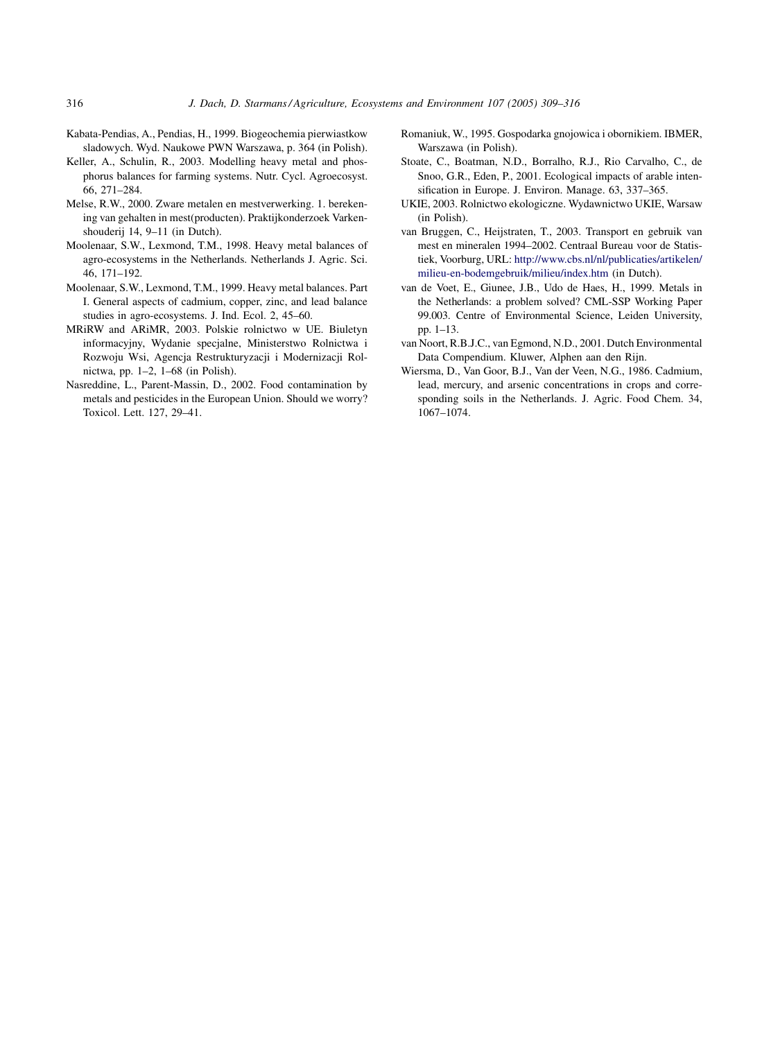Kabata-Pendias, A., Pendias, H., 1999. Biogeochemia pierwiastkow sladowych. Wyd. Naukowe PWN Warszawa, p. 364 (in Polish).

Keller, A., Schulin, R., 2003. Modelling heavy metal and phosphorus balances for farming systems. Nutr. Cycl. Agroecosyst. 66, 271–284.

Melse, R.W., 2000. Zware metalen en mestverwerking. 1. berekening van gehalten in mest(producten). Praktijkonderzoek Varkenshouderij 14, 9–11 (in Dutch).

Moolenaar, S.W., Lexmond, T.M., 1998. Heavy metal balances of agro-ecosystems in the Netherlands. Netherlands J. Agric. Sci. 46, 171–192.

Moolenaar, S.W., Lexmond, T.M., 1999. Heavy metal balances. Part I. General aspects of cadmium, copper, zinc, and lead balance studies in agro-ecosystems. J. Ind. Ecol. 2, 45–60.

MRiRW and ARiMR, 2003. Polskie rolnictwo w UE. Biuletyn informacyjny, Wydanie specjalne, Ministerstwo Rolnictwa i Rozwoju Wsi, Agencja Restrukturyzacji i Modernizacji Rolnictwa, pp. 1–2, 1–68 (in Polish).

Nasreddine, L., Parent-Massin, D., 2002. Food contamination by metals and pesticides in the European Union. Should we worry? Toxicol. Lett. 127, 29–41.

Romaniuk, W., 1995. Gospodarka gnojowica i obornikiem. IBMER, Warszawa (in Polish).

Stoate, C., Boatman, N.D., Borralho, R.J., Rio Carvalho, C., de Snoo, G.R., Eden, P., 2001. Ecological impacts of arable intensification in Europe. J. Environ. Manage. 63, 337–365.

UKIE, 2003. Rolnictwo ekologiczne. Wydawnictwo UKIE, Warsaw (in Polish).

van Bruggen, C., Heijstraten, T., 2003. Transport en gebruik van mest en mineralen 1994–2002. Centraal Bureau voor de Statistiek, Voorburg, URL: http://www.cbs.nl/nl/publicaties/artikelen/milieu-en-bodemgebruik/milieu/index.htm (in Dutch).

van de Voet, E., Giunee, J.B., Udo de Haes, H., 1999. Metals in the Netherlands: a problem solved? CML-SSP Working Paper 99.003. Centre of Environmental Science, Leiden University, pp. 1–13.

van Noort, R.B.J.C., van Egmond, N.D., 2001. Dutch Environmental Data Compendium. Kluwer, Alphen aan den Rijn.

Wiersma, D., Van Goor, B.J., Van der Veen, N.G., 1986. Cadmium, lead, mercury, and arsenic concentrations in crops and corresponding soils in the Netherlands. J. Agric. Food Chem. 34, 1067–1074.